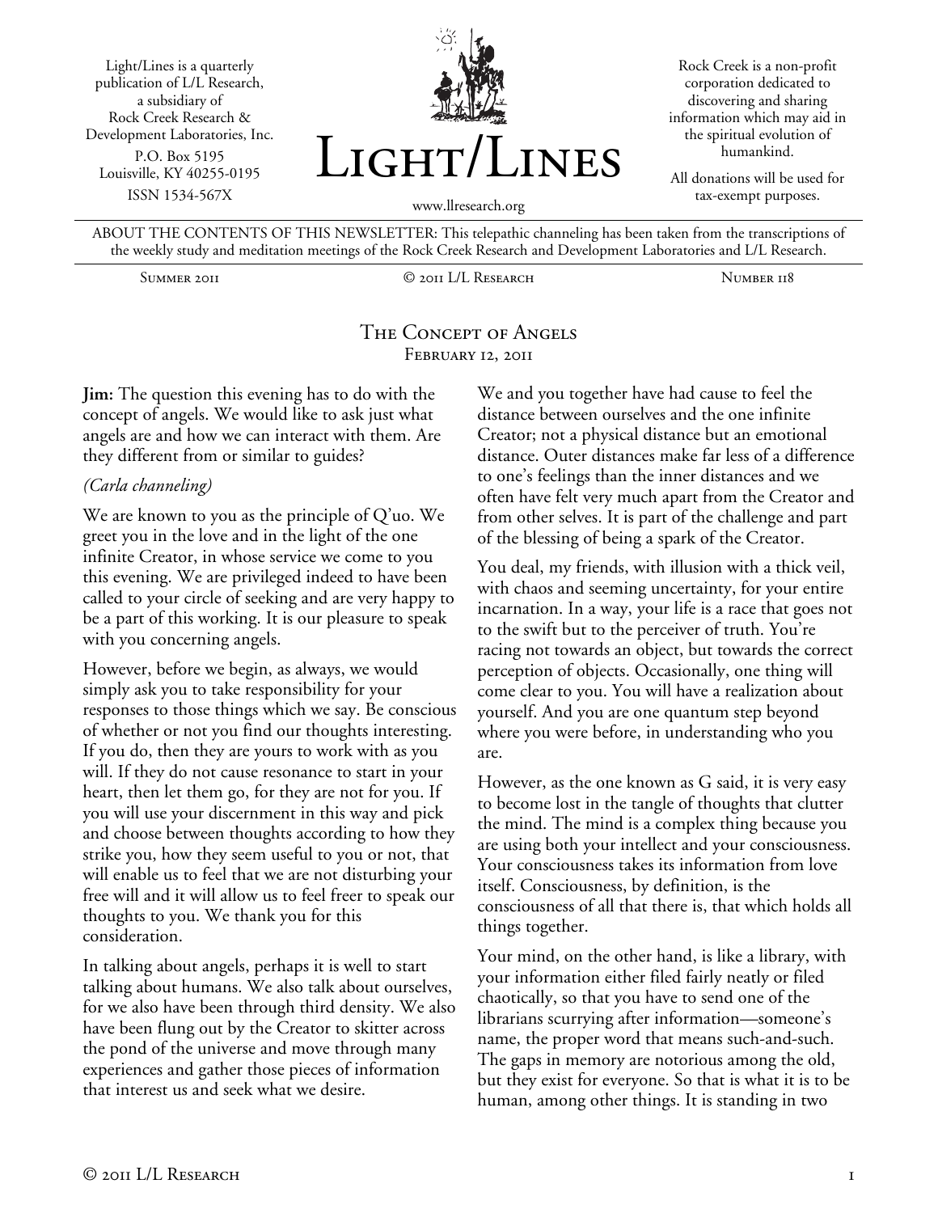Light/Lines is a quarterly publication of L/L Research, a subsidiary of Rock Creek Research & Development Laboratories, Inc.
P.O. Box 5195
Louisville, KY 40255-0195
ISSN 1534-567X

# Light/Lines

www.llresearch.org

Rock Creek is a non-profit corporation dedicated to discovering and sharing information which may aid in the spiritual evolution of humankind.

All donations will be used for tax-exempt purposes.

ABOUT THE CONTENTS OF THIS NEWSLETTER: This telepathic channeling has been taken from the transcriptions of the weekly study and meditation meetings of the Rock Creek Research and Development Laboratories and L/L Research.

Summer 2011 | © 2011 L/L Research | Number 118

## The Concept of Angels
February 12, 2011

**Jim:** The question this evening has to do with the concept of angels. We would like to ask just what angels are and how we can interact with them. Are they different from or similar to guides?

*(Carla channeling)*

We are known to you as the principle of Q'uo. We greet you in the love and in the light of the one infinite Creator, in whose service we come to you this evening. We are privileged indeed to have been called to your circle of seeking and are very happy to be a part of this working. It is our pleasure to speak with you concerning angels.

However, before we begin, as always, we would simply ask you to take responsibility for your responses to those things which we say. Be conscious of whether or not you find our thoughts interesting. If you do, then they are yours to work with as you will. If they do not cause resonance to start in your heart, then let them go, for they are not for you. If you will use your discernment in this way and pick and choose between thoughts according to how they strike you, how they seem useful to you or not, that will enable us to feel that we are not disturbing your free will and it will allow us to feel freer to speak our thoughts to you. We thank you for this consideration.

In talking about angels, perhaps it is well to start talking about humans. We also talk about ourselves, for we also have been through third density. We also have been flung out by the Creator to skitter across the pond of the universe and move through many experiences and gather those pieces of information that interest us and seek what we desire.

We and you together have had cause to feel the distance between ourselves and the one infinite Creator; not a physical distance but an emotional distance. Outer distances make far less of a difference to one's feelings than the inner distances and we often have felt very much apart from the Creator and from other selves. It is part of the challenge and part of the blessing of being a spark of the Creator.

You deal, my friends, with illusion with a thick veil, with chaos and seeming uncertainty, for your entire incarnation. In a way, your life is a race that goes not to the swift but to the perceiver of truth. You're racing not towards an object, but towards the correct perception of objects. Occasionally, one thing will come clear to you. You will have a realization about yourself. And you are one quantum step beyond where you were before, in understanding who you are.

However, as the one known as G said, it is very easy to become lost in the tangle of thoughts that clutter the mind. The mind is a complex thing because you are using both your intellect and your consciousness. Your consciousness takes its information from love itself. Consciousness, by definition, is the consciousness of all that there is, that which holds all things together.

Your mind, on the other hand, is like a library, with your information either filed fairly neatly or filed chaotically, so that you have to send one of the librarians scurrying after information—someone's name, the proper word that means such-and-such. The gaps in memory are notorious among the old, but they exist for everyone. So that is what it is to be human, among other things. It is standing in two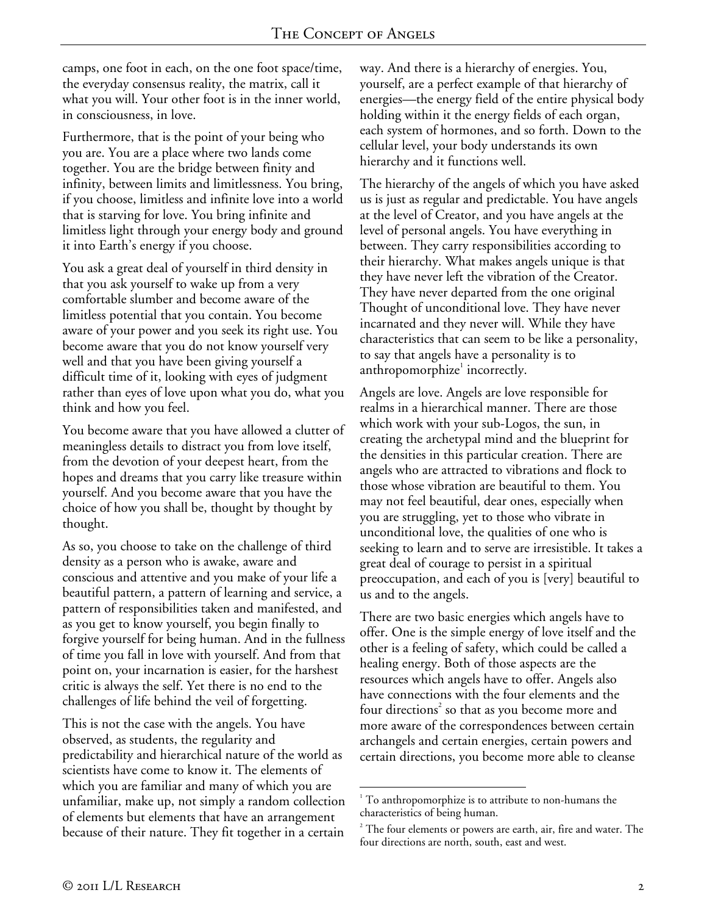camps, one foot in each, on the one foot space/time, the everyday consensus reality, the matrix, call it what you will. Your other foot is in the inner world, in consciousness, in love.

Furthermore, that is the point of your being who you are. You are a place where two lands come together. You are the bridge between finity and infinity, between limits and limitlessness. You bring, if you choose, limitless and infinite love into a world that is starving for love. You bring infinite and limitless light through your energy body and ground it into Earth's energy if you choose.

You ask a great deal of yourself in third density in that you ask yourself to wake up from a very comfortable slumber and become aware of the limitless potential that you contain. You become aware of your power and you seek its right use. You become aware that you do not know yourself very well and that you have been giving yourself a difficult time of it, looking with eyes of judgment rather than eyes of love upon what you do, what you think and how you feel.

You become aware that you have allowed a clutter of meaningless details to distract you from love itself, from the devotion of your deepest heart, from the hopes and dreams that you carry like treasure within yourself. And you become aware that you have the choice of how you shall be, thought by thought by thought.

As so, you choose to take on the challenge of third density as a person who is awake, aware and conscious and attentive and you make of your life a beautiful pattern, a pattern of learning and service, a pattern of responsibilities taken and manifested, and as you get to know yourself, you begin finally to forgive yourself for being human. And in the fullness of time you fall in love with yourself. And from that point on, your incarnation is easier, for the harshest critic is always the self. Yet there is no end to the challenges of life behind the veil of forgetting.

This is not the case with the angels. You have observed, as students, the regularity and predictability and hierarchical nature of the world as scientists have come to know it. The elements of which you are familiar and many of which you are unfamiliar, make up, not simply a random collection of elements but elements that have an arrangement because of their nature. They fit together in a certain way. And there is a hierarchy of energies. You, yourself, are a perfect example of that hierarchy of energies—the energy field of the entire physical body holding within it the energy fields of each organ, each system of hormones, and so forth. Down to the cellular level, your body understands its own hierarchy and it functions well.

The hierarchy of the angels of which you have asked us is just as regular and predictable. You have angels at the level of Creator, and you have angels at the level of personal angels. You have everything in between. They carry responsibilities according to their hierarchy. What makes angels unique is that they have never left the vibration of the Creator. They have never departed from the one original Thought of unconditional love. They have never incarnated and they never will. While they have characteristics that can seem to be like a personality, to say that angels have a personality is to anthropomorphize[1] incorrectly.

Angels are love. Angels are love responsible for realms in a hierarchical manner. There are those which work with your sub-Logos, the sun, in creating the archetypal mind and the blueprint for the densities in this particular creation. There are angels who are attracted to vibrations and flock to those whose vibration are beautiful to them. You may not feel beautiful, dear ones, especially when you are struggling, yet to those who vibrate in unconditional love, the qualities of one who is seeking to learn and to serve are irresistible. It takes a great deal of courage to persist in a spiritual preoccupation, and each of you is [very] beautiful to us and to the angels.

There are two basic energies which angels have to offer. One is the simple energy of love itself and the other is a feeling of safety, which could be called a healing energy. Both of those aspects are the resources which angels have to offer. Angels also have connections with the four elements and the four directions[2] so that as you become more and more aware of the correspondences between certain archangels and certain energies, certain powers and certain directions, you become more able to cleanse

---

[1] To anthropomorphize is to attribute to non-humans the characteristics of being human.

[2] The four elements or powers are earth, air, fire and water. The four directions are north, south, east and west.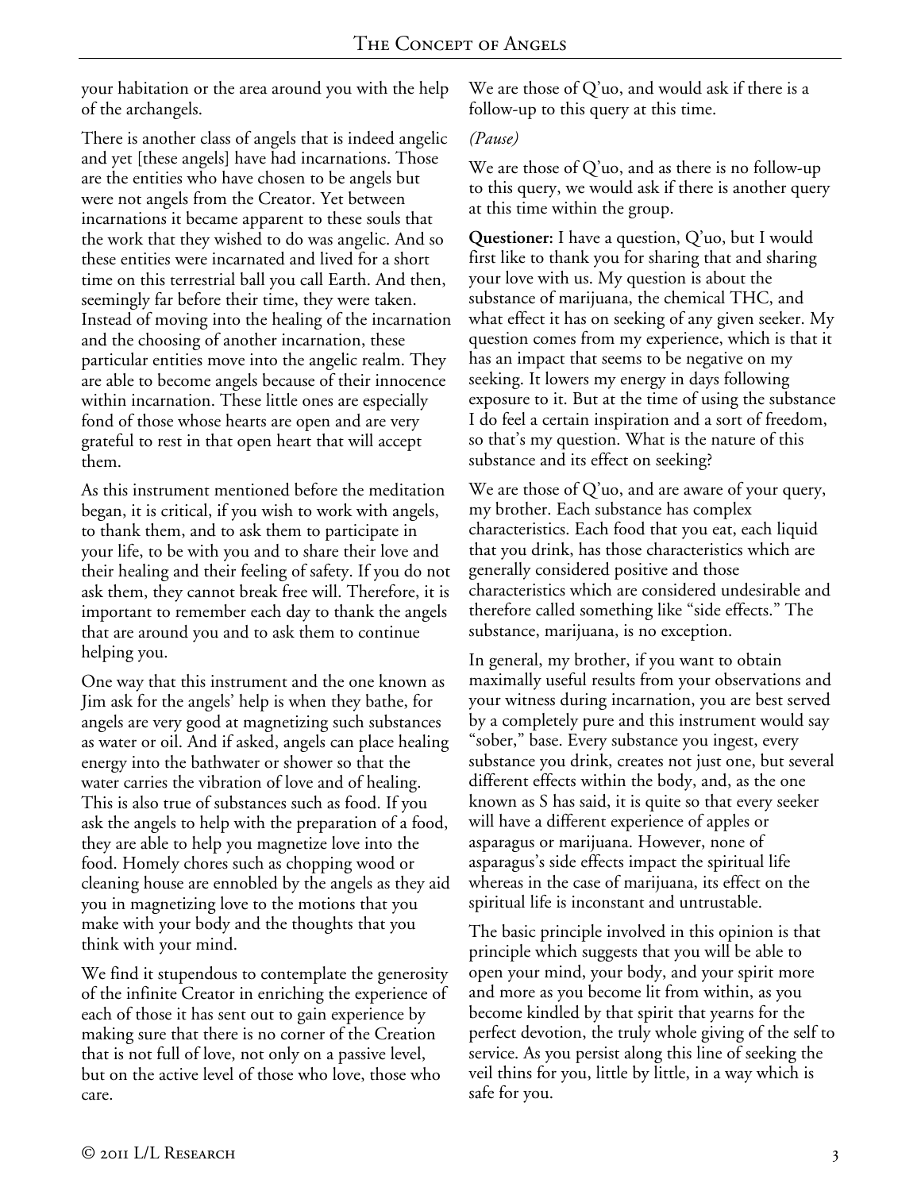your habitation or the area around you with the help of the archangels.

There is another class of angels that is indeed angelic and yet [these angels] have had incarnations. Those are the entities who have chosen to be angels but were not angels from the Creator. Yet between incarnations it became apparent to these souls that the work that they wished to do was angelic. And so these entities were incarnated and lived for a short time on this terrestrial ball you call Earth. And then, seemingly far before their time, they were taken. Instead of moving into the healing of the incarnation and the choosing of another incarnation, these particular entities move into the angelic realm. They are able to become angels because of their innocence within incarnation. These little ones are especially fond of those whose hearts are open and are very grateful to rest in that open heart that will accept them.

As this instrument mentioned before the meditation began, it is critical, if you wish to work with angels, to thank them, and to ask them to participate in your life, to be with you and to share their love and their healing and their feeling of safety. If you do not ask them, they cannot break free will. Therefore, it is important to remember each day to thank the angels that are around you and to ask them to continue helping you.

One way that this instrument and the one known as Jim ask for the angels' help is when they bathe, for angels are very good at magnetizing such substances as water or oil. And if asked, angels can place healing energy into the bathwater or shower so that the water carries the vibration of love and of healing. This is also true of substances such as food. If you ask the angels to help with the preparation of a food, they are able to help you magnetize love into the food. Homely chores such as chopping wood or cleaning house are ennobled by the angels as they aid you in magnetizing love to the motions that you make with your body and the thoughts that you think with your mind.

We find it stupendous to contemplate the generosity of the infinite Creator in enriching the experience of each of those it has sent out to gain experience by making sure that there is no corner of the Creation that is not full of love, not only on a passive level, but on the active level of those who love, those who care.

We are those of Q'uo, and would ask if there is a follow-up to this query at this time.

*(Pause)*

We are those of Q'uo, and as there is no follow-up to this query, we would ask if there is another query at this time within the group.

**Questioner:** I have a question, Q'uo, but I would first like to thank you for sharing that and sharing your love with us. My question is about the substance of marijuana, the chemical THC, and what effect it has on seeking of any given seeker. My question comes from my experience, which is that it has an impact that seems to be negative on my seeking. It lowers my energy in days following exposure to it. But at the time of using the substance I do feel a certain inspiration and a sort of freedom, so that's my question. What is the nature of this substance and its effect on seeking?

We are those of Q'uo, and are aware of your query, my brother. Each substance has complex characteristics. Each food that you eat, each liquid that you drink, has those characteristics which are generally considered positive and those characteristics which are considered undesirable and therefore called something like "side effects." The substance, marijuana, is no exception.

In general, my brother, if you want to obtain maximally useful results from your observations and your witness during incarnation, you are best served by a completely pure and this instrument would say "sober," base. Every substance you ingest, every substance you drink, creates not just one, but several different effects within the body, and, as the one known as S has said, it is quite so that every seeker will have a different experience of apples or asparagus or marijuana. However, none of asparagus's side effects impact the spiritual life whereas in the case of marijuana, its effect on the spiritual life is inconstant and untrustable.

The basic principle involved in this opinion is that principle which suggests that you will be able to open your mind, your body, and your spirit more and more as you become lit from within, as you become kindled by that spirit that yearns for the perfect devotion, the truly whole giving of the self to service. As you persist along this line of seeking the veil thins for you, little by little, in a way which is safe for you.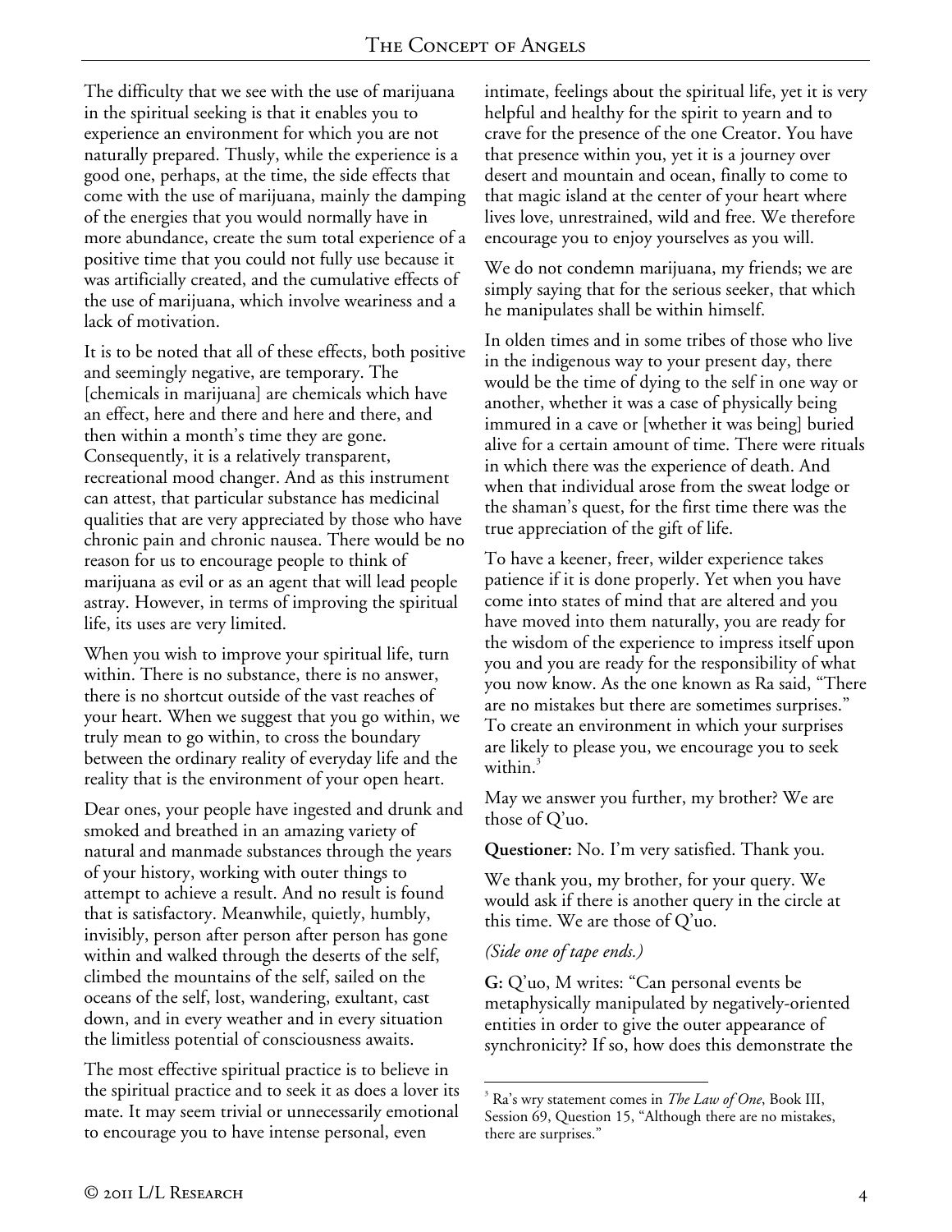The difficulty that we see with the use of marijuana in the spiritual seeking is that it enables you to experience an environment for which you are not naturally prepared. Thusly, while the experience is a good one, perhaps, at the time, the side effects that come with the use of marijuana, mainly the damping of the energies that you would normally have in more abundance, create the sum total experience of a positive time that you could not fully use because it was artificially created, and the cumulative effects of the use of marijuana, which involve weariness and a lack of motivation.

It is to be noted that all of these effects, both positive and seemingly negative, are temporary. The [chemicals in marijuana] are chemicals which have an effect, here and there and here and there, and then within a month's time they are gone. Consequently, it is a relatively transparent, recreational mood changer. And as this instrument can attest, that particular substance has medicinal qualities that are very appreciated by those who have chronic pain and chronic nausea. There would be no reason for us to encourage people to think of marijuana as evil or as an agent that will lead people astray. However, in terms of improving the spiritual life, its uses are very limited.

When you wish to improve your spiritual life, turn within. There is no substance, there is no answer, there is no shortcut outside of the vast reaches of your heart. When we suggest that you go within, we truly mean to go within, to cross the boundary between the ordinary reality of everyday life and the reality that is the environment of your open heart.

Dear ones, your people have ingested and drunk and smoked and breathed in an amazing variety of natural and manmade substances through the years of your history, working with outer things to attempt to achieve a result. And no result is found that is satisfactory. Meanwhile, quietly, humbly, invisibly, person after person after person has gone within and walked through the deserts of the self, climbed the mountains of the self, sailed on the oceans of the self, lost, wandering, exultant, cast down, and in every weather and in every situation the limitless potential of consciousness awaits.

The most effective spiritual practice is to believe in the spiritual practice and to seek it as does a lover its mate. It may seem trivial or unnecessarily emotional to encourage you to have intense personal, even intimate, feelings about the spiritual life, yet it is very helpful and healthy for the spirit to yearn and to crave for the presence of the one Creator. You have that presence within you, yet it is a journey over desert and mountain and ocean, finally to come to that magic island at the center of your heart where lives love, unrestrained, wild and free. We therefore encourage you to enjoy yourselves as you will.

We do not condemn marijuana, my friends; we are simply saying that for the serious seeker, that which he manipulates shall be within himself.

In olden times and in some tribes of those who live in the indigenous way to your present day, there would be the time of dying to the self in one way or another, whether it was a case of physically being immured in a cave or [whether it was being] buried alive for a certain amount of time. There were rituals in which there was the experience of death. And when that individual arose from the sweat lodge or the shaman's quest, for the first time there was the true appreciation of the gift of life.

To have a keener, freer, wilder experience takes patience if it is done properly. Yet when you have come into states of mind that are altered and you have moved into them naturally, you are ready for the wisdom of the experience to impress itself upon you and you are ready for the responsibility of what you now know. As the one known as Ra said, "There are no mistakes but there are sometimes surprises." To create an environment in which your surprises are likely to please you, we encourage you to seek within.[3]

May we answer you further, my brother? We are those of Q'uo.

**Questioner:** No. I'm very satisfied. Thank you.

We thank you, my brother, for your query. We would ask if there is another query in the circle at this time. We are those of Q'uo.

*(Side one of tape ends.)*

**G:** Q'uo, M writes: "Can personal events be metaphysically manipulated by negatively-oriented entities in order to give the outer appearance of synchronicity? If so, how does this demonstrate the

---

[3] Ra's wry statement comes in *The Law of One*, Book III, Session 69, Question 15, "Although there are no mistakes, there are surprises."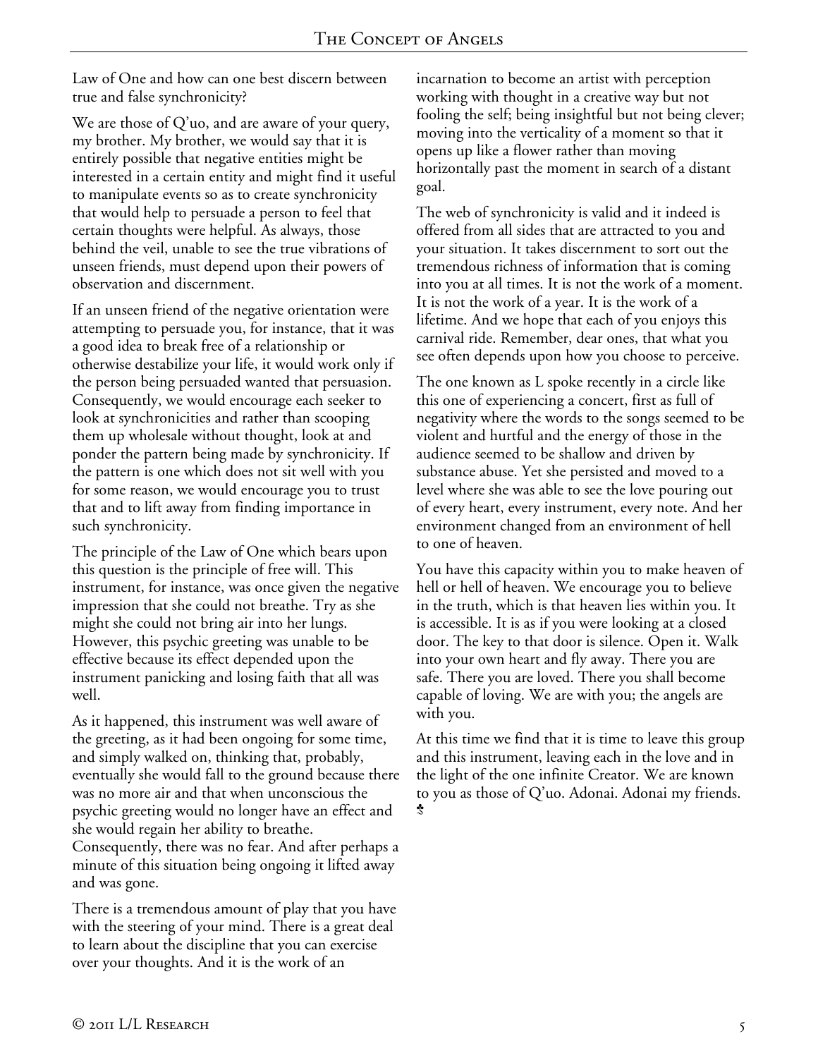Law of One and how can one best discern between true and false synchronicity?

We are those of Q'uo, and are aware of your query, my brother. My brother, we would say that it is entirely possible that negative entities might be interested in a certain entity and might find it useful to manipulate events so as to create synchronicity that would help to persuade a person to feel that certain thoughts were helpful. As always, those behind the veil, unable to see the true vibrations of unseen friends, must depend upon their powers of observation and discernment.

If an unseen friend of the negative orientation were attempting to persuade you, for instance, that it was a good idea to break free of a relationship or otherwise destabilize your life, it would work only if the person being persuaded wanted that persuasion. Consequently, we would encourage each seeker to look at synchronicities and rather than scooping them up wholesale without thought, look at and ponder the pattern being made by synchronicity. If the pattern is one which does not sit well with you for some reason, we would encourage you to trust that and to lift away from finding importance in such synchronicity.

The principle of the Law of One which bears upon this question is the principle of free will. This instrument, for instance, was once given the negative impression that she could not breathe. Try as she might she could not bring air into her lungs. However, this psychic greeting was unable to be effective because its effect depended upon the instrument panicking and losing faith that all was well.

As it happened, this instrument was well aware of the greeting, as it had been ongoing for some time, and simply walked on, thinking that, probably, eventually she would fall to the ground because there was no more air and that when unconscious the psychic greeting would no longer have an effect and she would regain her ability to breathe. Consequently, there was no fear. And after perhaps a minute of this situation being ongoing it lifted away and was gone.

There is a tremendous amount of play that you have with the steering of your mind. There is a great deal to learn about the discipline that you can exercise over your thoughts. And it is the work of an incarnation to become an artist with perception working with thought in a creative way but not fooling the self; being insightful but not being clever; moving into the verticality of a moment so that it opens up like a flower rather than moving horizontally past the moment in search of a distant goal.

The web of synchronicity is valid and it indeed is offered from all sides that are attracted to you and your situation. It takes discernment to sort out the tremendous richness of information that is coming into you at all times. It is not the work of a moment. It is not the work of a year. It is the work of a lifetime. And we hope that each of you enjoys this carnival ride. Remember, dear ones, that what you see often depends upon how you choose to perceive.

The one known as L spoke recently in a circle like this one of experiencing a concert, first as full of negativity where the words to the songs seemed to be violent and hurtful and the energy of those in the audience seemed to be shallow and driven by substance abuse. Yet she persisted and moved to a level where she was able to see the love pouring out of every heart, every instrument, every note. And her environment changed from an environment of hell to one of heaven.

You have this capacity within you to make heaven of hell or hell of heaven. We encourage you to believe in the truth, which is that heaven lies within you. It is accessible. It is as if you were looking at a closed door. The key to that door is silence. Open it. Walk into your own heart and fly away. There you are safe. There you are loved. There you shall become capable of loving. We are with you; the angels are with you.

At this time we find that it is time to leave this group and this instrument, leaving each in the love and in the light of the one infinite Creator. We are known to you as those of Q'uo. Adonai. Adonai my friends. ♣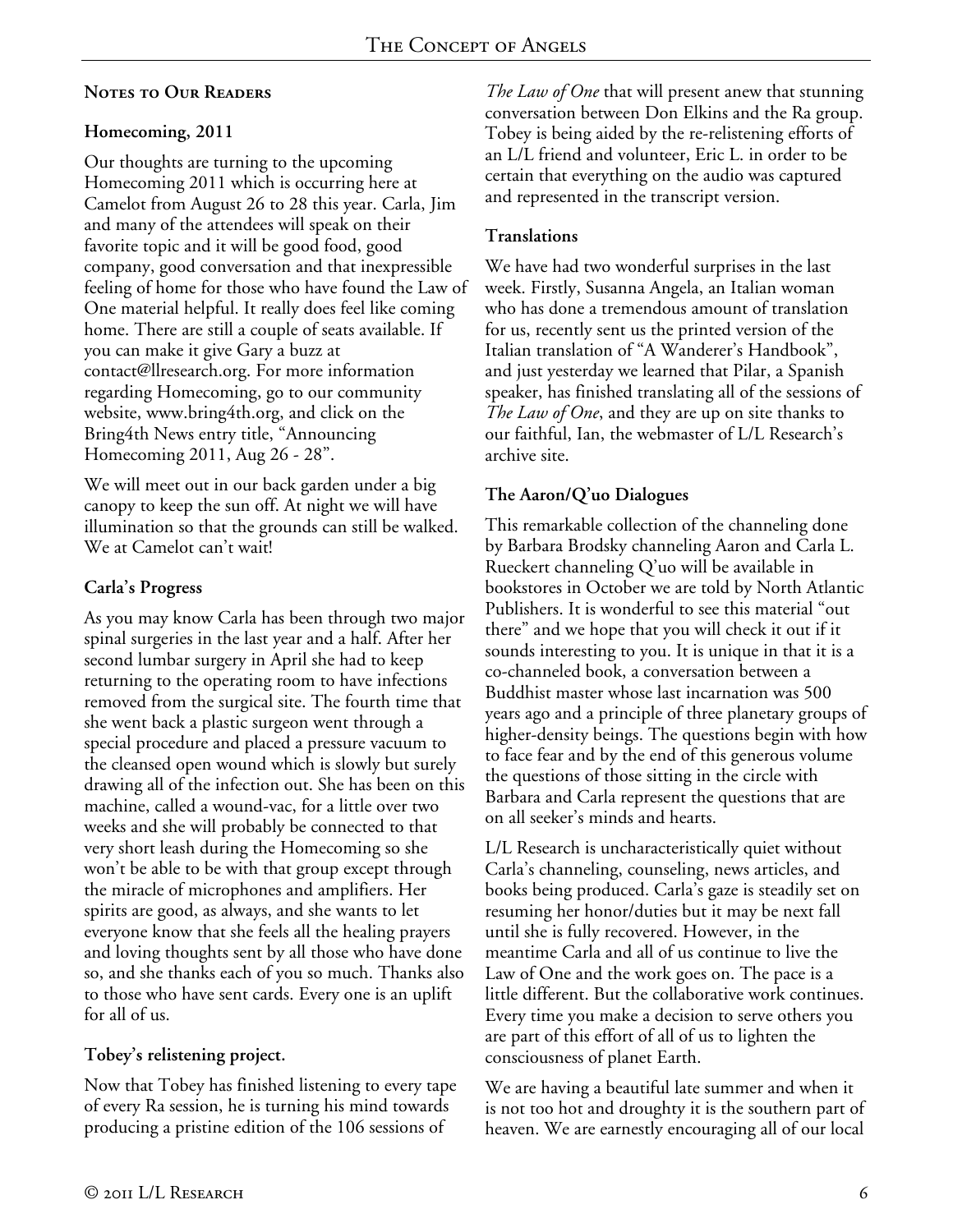## Notes to Our Readers

### Homecoming, 2011

Our thoughts are turning to the upcoming Homecoming 2011 which is occurring here at Camelot from August 26 to 28 this year. Carla, Jim and many of the attendees will speak on their favorite topic and it will be good food, good company, good conversation and that inexpressible feeling of home for those who have found the Law of One material helpful. It really does feel like coming home. There are still a couple of seats available. If you can make it give Gary a buzz at contact@llresearch.org. For more information regarding Homecoming, go to our community website, www.bring4th.org, and click on the Bring4th News entry title, "Announcing Homecoming 2011, Aug 26 - 28".

We will meet out in our back garden under a big canopy to keep the sun off. At night we will have illumination so that the grounds can still be walked. We at Camelot can't wait!

### Carla's Progress

As you may know Carla has been through two major spinal surgeries in the last year and a half. After her second lumbar surgery in April she had to keep returning to the operating room to have infections removed from the surgical site. The fourth time that she went back a plastic surgeon went through a special procedure and placed a pressure vacuum to the cleansed open wound which is slowly but surely drawing all of the infection out. She has been on this machine, called a wound-vac, for a little over two weeks and she will probably be connected to that very short leash during the Homecoming so she won't be able to be with that group except through the miracle of microphones and amplifiers. Her spirits are good, as always, and she wants to let everyone know that she feels all the healing prayers and loving thoughts sent by all those who have done so, and she thanks each of you so much. Thanks also to those who have sent cards. Every one is an uplift for all of us.

### Tobey's relistening project.

Now that Tobey has finished listening to every tape of every Ra session, he is turning his mind towards producing a pristine edition of the 106 sessions of *The Law of One* that will present anew that stunning conversation between Don Elkins and the Ra group. Tobey is being aided by the re-relistening efforts of an L/L friend and volunteer, Eric L. in order to be certain that everything on the audio was captured and represented in the transcript version.

### Translations

We have had two wonderful surprises in the last week. Firstly, Susanna Angela, an Italian woman who has done a tremendous amount of translation for us, recently sent us the printed version of the Italian translation of "A Wanderer's Handbook", and just yesterday we learned that Pilar, a Spanish speaker, has finished translating all of the sessions of *The Law of One*, and they are up on site thanks to our faithful, Ian, the webmaster of L/L Research's archive site.

### The Aaron/Q'uo Dialogues

This remarkable collection of the channeling done by Barbara Brodsky channeling Aaron and Carla L. Rueckert channeling Q'uo will be available in bookstores in October we are told by North Atlantic Publishers. It is wonderful to see this material "out there" and we hope that you will check it out if it sounds interesting to you. It is unique in that it is a co-channeled book, a conversation between a Buddhist master whose last incarnation was 500 years ago and a principle of three planetary groups of higher-density beings. The questions begin with how to face fear and by the end of this generous volume the questions of those sitting in the circle with Barbara and Carla represent the questions that are on all seeker's minds and hearts.

L/L Research is uncharacteristically quiet without Carla's channeling, counseling, news articles, and books being produced. Carla's gaze is steadily set on resuming her honor/duties but it may be next fall until she is fully recovered. However, in the meantime Carla and all of us continue to live the Law of One and the work goes on. The pace is a little different. But the collaborative work continues. Every time you make a decision to serve others you are part of this effort of all of us to lighten the consciousness of planet Earth.

We are having a beautiful late summer and when it is not too hot and droughty it is the southern part of heaven. We are earnestly encouraging all of our local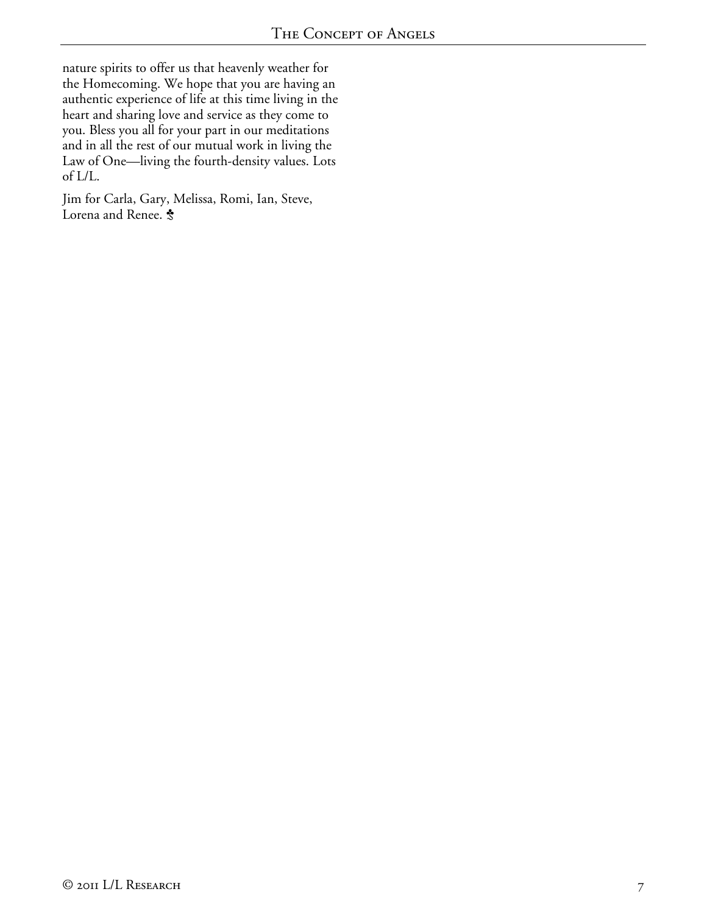nature spirits to offer us that heavenly weather for the Homecoming. We hope that you are having an authentic experience of life at this time living in the heart and sharing love and service as they come to you. Bless you all for your part in our meditations and in all the rest of our mutual work in living the Law of One—living the fourth-density values. Lots of L/L.

Jim for Carla, Gary, Melissa, Romi, Ian, Steve, Lorena and Renee. ♣